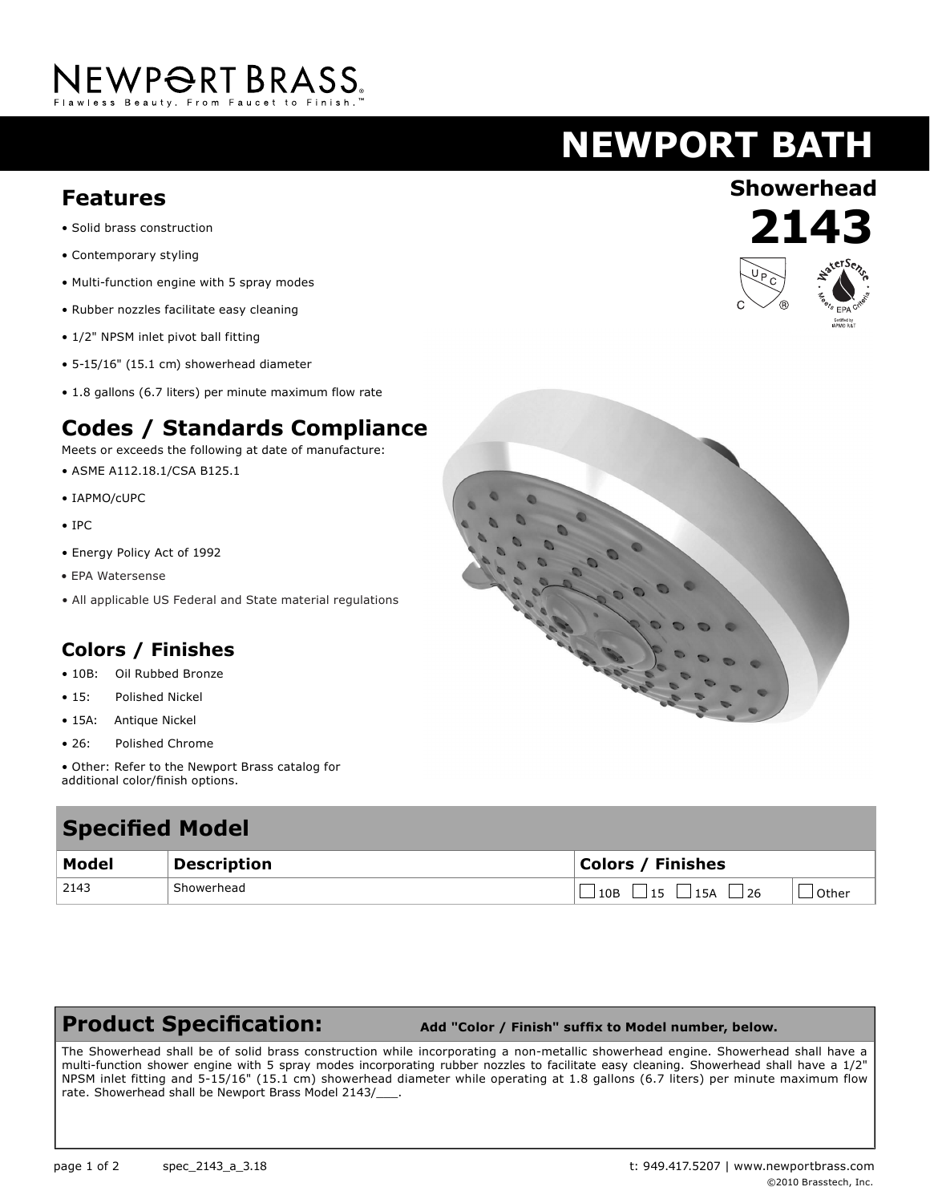NEWPORT BRASS
Flawless Beauty. From Faucet to Finish.™

# NEWPORT BATH

## Showerhead
# 2143

## Features

- Solid brass construction
- Contemporary styling
- Multi-function engine with 5 spray modes
- Rubber nozzles facilitate easy cleaning
- 1/2" NPSM inlet pivot ball fitting
- 5-15/16" (15.1 cm) showerhead diameter
- 1.8 gallons (6.7 liters) per minute maximum flow rate

## Codes / Standards Compliance

Meets or exceeds the following at date of manufacture:

- ASME A112.18.1/CSA B125.1
- IAPMO/cUPC
- IPC
- Energy Policy Act of 1992
- EPA Watersense
- All applicable US Federal and State material regulations

## Colors / Finishes

- 10B: Oil Rubbed Bronze
- 15: Polished Nickel
- 15A: Antique Nickel
- 26: Polished Chrome
- Other: Refer to the Newport Brass catalog for additional color/finish options.

## Specified Model

| Model | Description | Colors / Finishes | |
|---|---|---|---|
| 2143 | Showerhead | ☐ 10B ☐ 15 ☐ 15A ☐ 26 | ☐ Other |

## Product Specification: **Add "Color / Finish" suffix to Model number, below.**

The Showerhead shall be of solid brass construction while incorporating a non-metallic showerhead engine. Showerhead shall have a multi-function shower engine with 5 spray modes incorporating rubber nozzles to facilitate easy cleaning. Showerhead shall have a 1/2" NPSM inlet fitting and 5-15/16" (15.1 cm) showerhead diameter while operating at 1.8 gallons (6.7 liters) per minute maximum flow rate. Showerhead shall be Newport Brass Model 2143/___.

spec_2143_a_3.18 t: 949.417.5207 | www.newportbrass.com

©2010 Brasstech, Inc.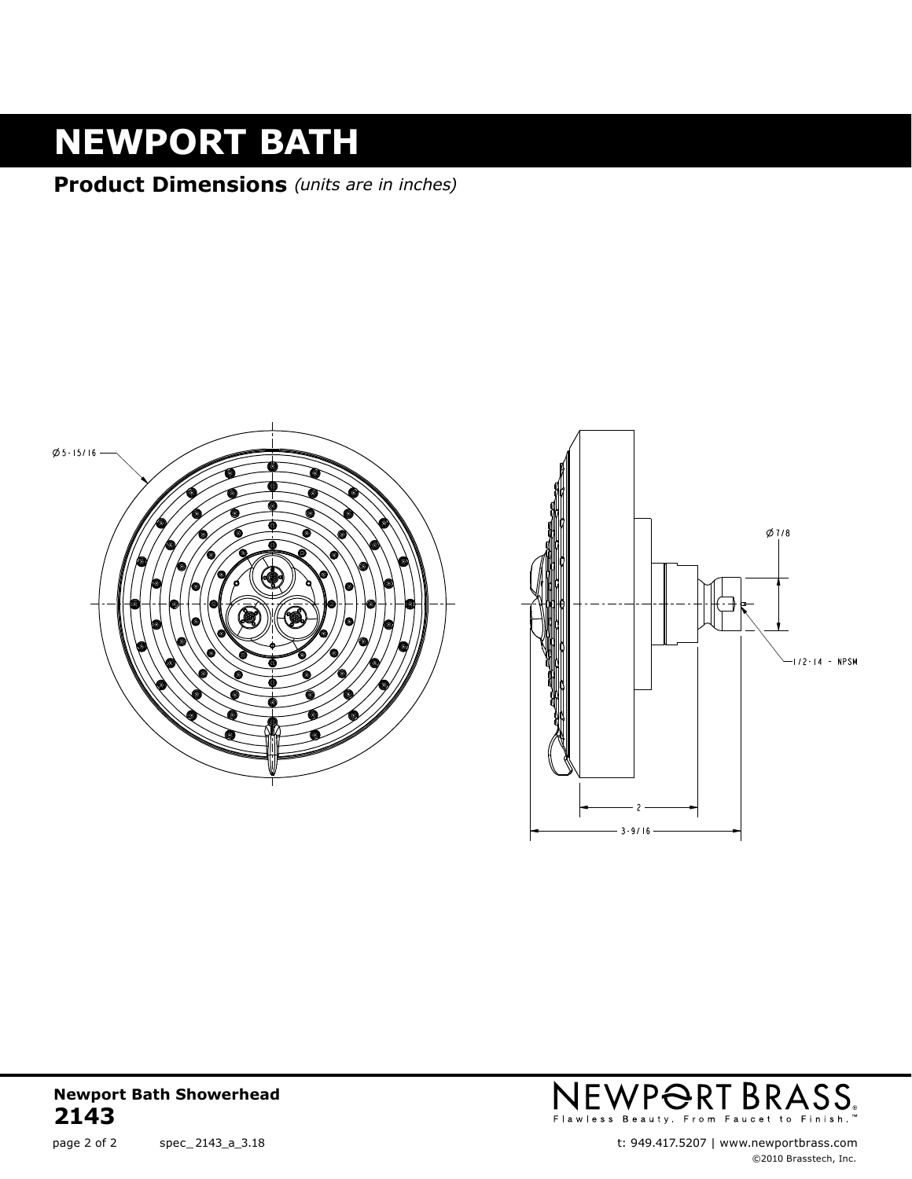# NEWPORT BATH

**Product Dimensions** *(units are in inches)*

Ø5-15/16

Ø7/8

1/2-14 - NPSM

2

3-9/16

**Newport Bath Showerhead**
**2143**

spec_2143_a_3.18

NEWPORT BRASS®
Flawless Beauty. From Faucet to Finish.™

t: 949.417.5207 | www.newportbrass.com
©2010 Brasstech, Inc.